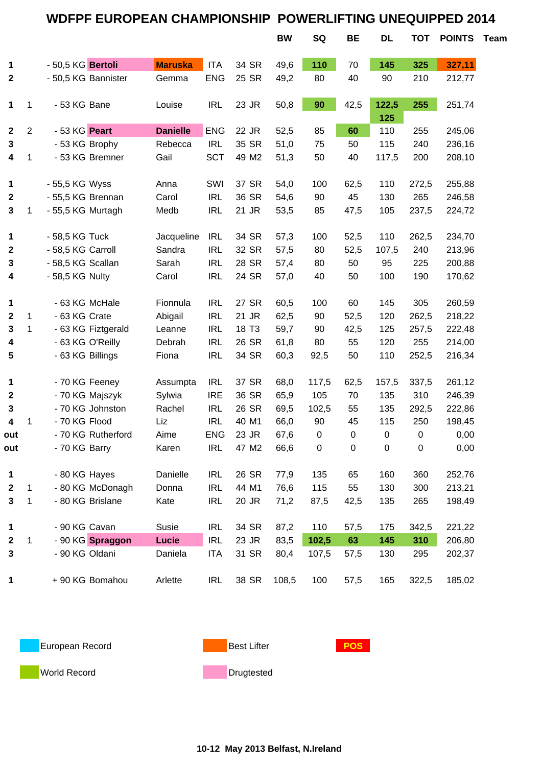# WDFPF EUROPEAN CHAMPIONSHIP POWERLIFTING UNEQUIPPED 2014

| | | | | | | | | BW | SQ | BE | DL | TOT | POINTS | Team |
|---|---|---|---|---|---|---|---|---|---|---|---|---|---|---|
| 1 | | - 50,5 KG | Bertoli | Maruska | ITA | 34 | SR | 49,6 | 110 | 70 | 145 | 325 | 327,11 | |
| 2 | | - 50,5 KG | Bannister | Gemma | ENG | 25 | SR | 49,2 | 80 | 40 | 90 | 210 | 212,77 | |
| 1 | 1 | - 53 KG | Bane | Louise | IRL | 23 | JR | 50,8 | 90 | 42,5 | 122,5 | 255 | 251,74 | |
| | | | | | | | | | | | 125 | | | |
| 2 | 2 | - 53 KG | Peart | Danielle | ENG | 22 | JR | 52,5 | 85 | 60 | 110 | 255 | 245,06 | |
| 3 | | - 53 KG | Brophy | Rebecca | IRL | 35 | SR | 51,0 | 75 | 50 | 115 | 240 | 236,16 | |
| 4 | 1 | - 53 KG | Bremner | Gail | SCT | 49 | M2 | 51,3 | 50 | 40 | 117,5 | 200 | 208,10 | |
| 1 | | - 55,5 KG | Wyss | Anna | SWI | 37 | SR | 54,0 | 100 | 62,5 | 110 | 272,5 | 255,88 | |
| 2 | | - 55,5 KG | Brennan | Carol | IRL | 36 | SR | 54,6 | 90 | 45 | 130 | 265 | 246,58 | |
| 3 | 1 | - 55,5 KG | Murtagh | Medb | IRL | 21 | JR | 53,5 | 85 | 47,5 | 105 | 237,5 | 224,72 | |
| 1 | | - 58,5 KG | Tuck | Jacqueline | IRL | 34 | SR | 57,3 | 100 | 52,5 | 110 | 262,5 | 234,70 | |
| 2 | | - 58,5 KG | Carroll | Sandra | IRL | 32 | SR | 57,5 | 80 | 52,5 | 107,5 | 240 | 213,96 | |
| 3 | | - 58,5 KG | Scallan | Sarah | IRL | 28 | SR | 57,4 | 80 | 50 | 95 | 225 | 200,88 | |
| 4 | | - 58,5 KG | Nulty | Carol | IRL | 24 | SR | 57,0 | 40 | 50 | 100 | 190 | 170,62 | |
| 1 | | - 63 KG | McHale | Fionnula | IRL | 27 | SR | 60,5 | 100 | 60 | 145 | 305 | 260,59 | |
| 2 | 1 | - 63 KG | Crate | Abigail | IRL | 21 | JR | 62,5 | 90 | 52,5 | 120 | 262,5 | 218,22 | |
| 3 | 1 | - 63 KG | Fiztgerald | Leanne | IRL | 18 | T3 | 59,7 | 90 | 42,5 | 125 | 257,5 | 222,48 | |
| 4 | | - 63 KG | O'Reilly | Debrah | IRL | 26 | SR | 61,8 | 80 | 55 | 120 | 255 | 214,00 | |
| 5 | | - 63 KG | Billings | Fiona | IRL | 34 | SR | 60,3 | 92,5 | 50 | 110 | 252,5 | 216,34 | |
| 1 | | - 70 KG | Feeney | Assumpta | IRL | 37 | SR | 68,0 | 117,5 | 62,5 | 157,5 | 337,5 | 261,12 | |
| 2 | | - 70 KG | Majszyk | Sylwia | IRE | 36 | SR | 65,9 | 105 | 70 | 135 | 310 | 246,39 | |
| 3 | | - 70 KG | Johnston | Rachel | IRL | 26 | SR | 69,5 | 102,5 | 55 | 135 | 292,5 | 222,86 | |
| 4 | 1 | - 70 KG | Flood | Liz | IRL | 40 | M1 | 66,0 | 90 | 45 | 115 | 250 | 198,45 | |
| out | | - 70 KG | Rutherford | Aime | ENG | 23 | JR | 67,6 | 0 | 0 | 0 | 0 | 0,00 | |
| out | | - 70 KG | Barry | Karen | IRL | 47 | M2 | 66,6 | 0 | 0 | 0 | 0 | 0,00 | |
| 1 | | - 80 KG | Hayes | Danielle | IRL | 26 | SR | 77,9 | 135 | 65 | 160 | 360 | 252,76 | |
| 2 | 1 | - 80 KG | McDonagh | Donna | IRL | 44 | M1 | 76,6 | 115 | 55 | 130 | 300 | 213,21 | |
| 3 | 1 | - 80 KG | Brislane | Kate | IRL | 20 | JR | 71,2 | 87,5 | 42,5 | 135 | 265 | 198,49 | |
| 1 | | - 90 KG | Cavan | Susie | IRL | 34 | SR | 87,2 | 110 | 57,5 | 175 | 342,5 | 221,22 | |
| 2 | 1 | - 90 KG | Spraggon | Lucie | IRL | 23 | JR | 83,5 | 102,5 | 63 | 145 | 310 | 206,80 | |
| 3 | | - 90 KG | Oldani | Daniela | ITA | 31 | SR | 80,4 | 107,5 | 57,5 | 130 | 295 | 202,37 | |
| 1 | | + 90 KG | Bomahou | Arlette | IRL | 38 | SR | 108,5 | 100 | 57,5 | 165 | 322,5 | 185,02 | |

European Record

Best Lifter

POS

World Record

Drugtested

10-12 May 2013 Belfast, N.Ireland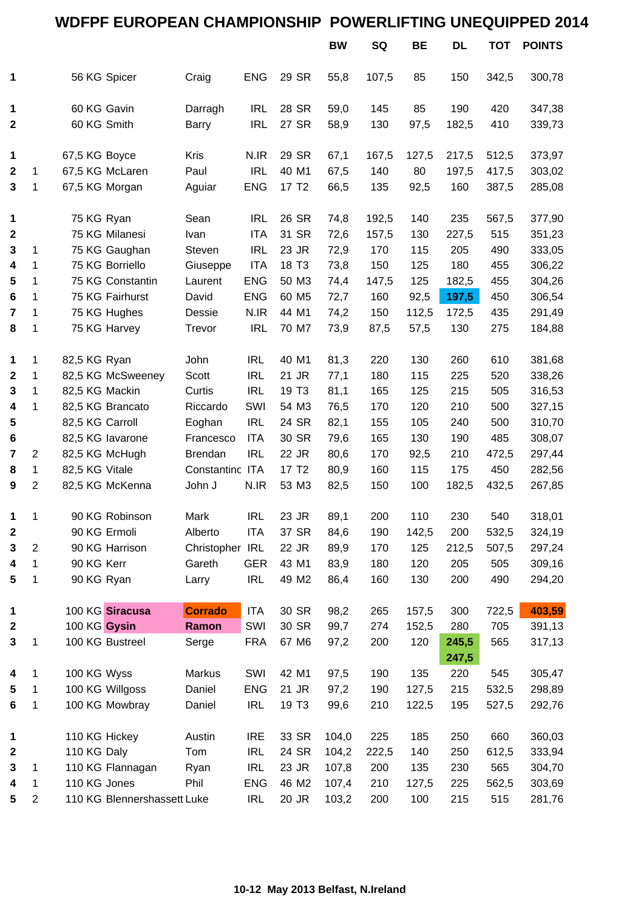# WDFPF EUROPEAN CHAMPIONSHIP POWERLIFTING UNEQUIPPED 2014

| | | | | | | | | BW | SQ | BE | DL | TOT | POINTS |
|---|---|---|---|---|---|---|---|---|---|---|---|---|---|
| 1 | | 56 KG | Spicer | Craig | ENG | 29 | SR | 55,8 | 107,5 | 85 | 150 | 342,5 | 300,78 |
| 1 | | 60 KG | Gavin | Darragh | IRL | 28 | SR | 59,0 | 145 | 85 | 190 | 420 | 347,38 |
| 2 | | 60 KG | Smith | Barry | IRL | 27 | SR | 58,9 | 130 | 97,5 | 182,5 | 410 | 339,73 |
| 1 | | 67,5 KG | Boyce | Kris | N.IR | 29 | SR | 67,1 | 167,5 | 127,5 | 217,5 | 512,5 | 373,97 |
| 2 | 1 | 67,5 KG | McLaren | Paul | IRL | 40 | M1 | 67,5 | 140 | 80 | 197,5 | 417,5 | 303,02 |
| 3 | 1 | 67,5 KG | Morgan | Aguiar | ENG | 17 | T2 | 66,5 | 135 | 92,5 | 160 | 387,5 | 285,08 |
| 1 | | 75 KG | Ryan | Sean | IRL | 26 | SR | 74,8 | 192,5 | 140 | 235 | 567,5 | 377,90 |
| 2 | | 75 KG | Milanesi | Ivan | ITA | 31 | SR | 72,6 | 157,5 | 130 | 227,5 | 515 | 351,23 |
| 3 | 1 | 75 KG | Gaughan | Steven | IRL | 23 | JR | 72,9 | 170 | 115 | 205 | 490 | 333,05 |
| 4 | 1 | 75 KG | Borriello | Giuseppe | ITA | 18 | T3 | 73,8 | 150 | 125 | 180 | 455 | 306,22 |
| 5 | 1 | 75 KG | Constantin | Laurent | ENG | 50 | M3 | 74,4 | 147,5 | 125 | 182,5 | 455 | 304,26 |
| 6 | 1 | 75 KG | Fairhurst | David | ENG | 60 | M5 | 72,7 | 160 | 92,5 | 197,5 | 450 | 306,54 |
| 7 | 1 | 75 KG | Hughes | Dessie | N.IR | 44 | M1 | 74,2 | 150 | 112,5 | 172,5 | 435 | 291,49 |
| 8 | 1 | 75 KG | Harvey | Trevor | IRL | 70 | M7 | 73,9 | 87,5 | 57,5 | 130 | 275 | 184,88 |
| 1 | 1 | 82,5 KG | Ryan | John | IRL | 40 | M1 | 81,3 | 220 | 130 | 260 | 610 | 381,68 |
| 2 | 1 | 82,5 KG | McSweeney | Scott | IRL | 21 | JR | 77,1 | 180 | 115 | 225 | 520 | 338,26 |
| 3 | 1 | 82,5 KG | Mackin | Curtis | IRL | 19 | T3 | 81,1 | 165 | 125 | 215 | 505 | 316,53 |
| 4 | 1 | 82,5 KG | Brancato | Riccardo | SWI | 54 | M3 | 76,5 | 170 | 120 | 210 | 500 | 327,15 |
| 5 | | 82,5 KG | Carroll | Eoghan | IRL | 24 | SR | 82,1 | 155 | 105 | 240 | 500 | 310,70 |
| 6 | | 82,5 KG | Iavarone | Francesco | ITA | 30 | SR | 79,6 | 165 | 130 | 190 | 485 | 308,07 |
| 7 | 2 | 82,5 KG | McHugh | Brendan | IRL | 22 | JR | 80,6 | 170 | 92,5 | 210 | 472,5 | 297,44 |
| 8 | 1 | 82,5 KG | Vitale | Constantinc | ITA | 17 | T2 | 80,9 | 160 | 115 | 175 | 450 | 282,56 |
| 9 | 2 | 82,5 KG | McKenna | John J | N.IR | 53 | M3 | 82,5 | 150 | 100 | 182,5 | 432,5 | 267,85 |
| 1 | 1 | 90 KG | Robinson | Mark | IRL | 23 | JR | 89,1 | 200 | 110 | 230 | 540 | 318,01 |
| 2 | | 90 KG | Ermoli | Alberto | ITA | 37 | SR | 84,6 | 190 | 142,5 | 200 | 532,5 | 324,19 |
| 3 | 2 | 90 KG | Harrison | Christopher | IRL | 22 | JR | 89,9 | 170 | 125 | 212,5 | 507,5 | 297,24 |
| 4 | 1 | 90 KG | Kerr | Gareth | GER | 43 | M1 | 83,9 | 180 | 120 | 205 | 505 | 309,16 |
| 5 | 1 | 90 KG | Ryan | Larry | IRL | 49 | M2 | 86,4 | 160 | 130 | 200 | 490 | 294,20 |
| 1 | | 100 KG | **Siracusa** | **Corrado** | ITA | 30 | SR | 98,2 | 265 | 157,5 | 300 | 722,5 | **403,59** |
| 2 | | 100 KG | **Gysin** | **Ramon** | SWI | 30 | SR | 99,7 | 274 | 152,5 | 280 | 705 | 391,13 |
| 3 | 1 | 100 KG | Bustreel | Serge | FRA | 67 | M6 | 97,2 | 200 | 120 | 245,5 247,5 | 565 | 317,13 |
| 4 | 1 | 100 KG | Wyss | Markus | SWI | 42 | M1 | 97,5 | 190 | 135 | 220 | 545 | 305,47 |
| 5 | 1 | 100 KG | Willgoss | Daniel | ENG | 21 | JR | 97,2 | 190 | 127,5 | 215 | 532,5 | 298,89 |
| 6 | 1 | 100 KG | Mowbray | Daniel | IRL | 19 | T3 | 99,6 | 210 | 122,5 | 195 | 527,5 | 292,76 |
| 1 | | 110 KG | Hickey | Austin | IRE | 33 | SR | 104,0 | 225 | 185 | 250 | 660 | 360,03 |
| 2 | | 110 KG | Daly | Tom | IRL | 24 | SR | 104,2 | 222,5 | 140 | 250 | 612,5 | 333,94 |
| 3 | 1 | 110 KG | Flannagan | Ryan | IRL | 23 | JR | 107,8 | 200 | 135 | 230 | 565 | 304,70 |
| 4 | 1 | 110 KG | Jones | Phil | ENG | 46 | M2 | 107,4 | 210 | 127,5 | 225 | 562,5 | 303,69 |
| 5 | 2 | 110 KG | Blennershassett | Luke | IRL | 20 | JR | 103,2 | 200 | 100 | 215 | 515 | 281,76 |

**10-12 May 2013 Belfast, N.Ireland**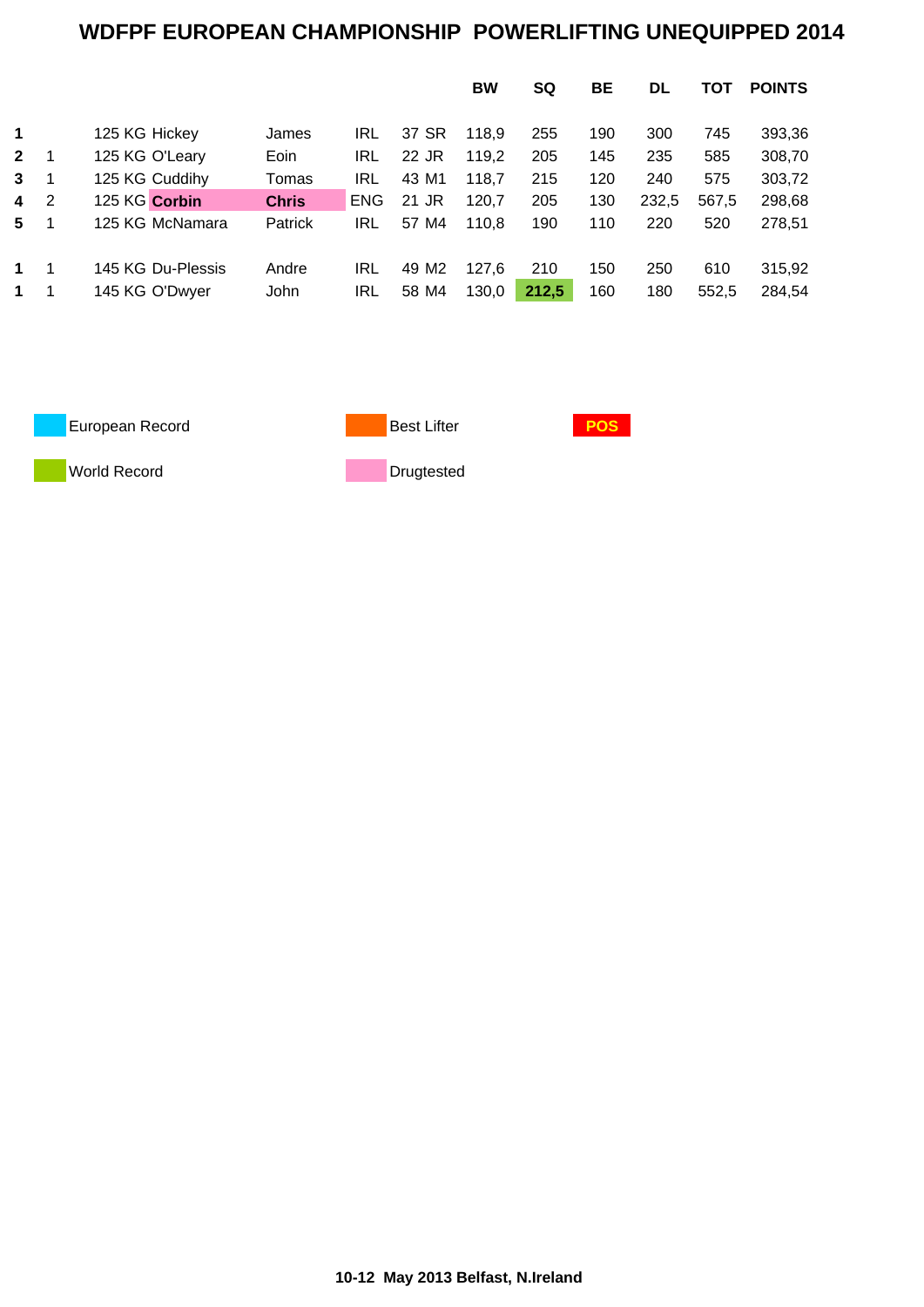# WDFPF EUROPEAN CHAMPIONSHIP POWERLIFTING UNEQUIPPED 2014

| | | | | | | | | BW | SQ | BE | DL | TOT | POINTS |
|---|---|---|---|---|---|---|---|---|---|---|---|---|---|
| **1** | | 125 KG | Hickey | James | IRL | 37 | SR | 118,9 | 255 | 190 | 300 | 745 | 393,36 |
| **2** | 1 | 125 KG | O'Leary | Eoin | IRL | 22 | JR | 119,2 | 205 | 145 | 235 | 585 | 308,70 |
| **3** | 1 | 125 KG | Cuddihy | Tomas | IRL | 43 | M1 | 118,7 | 215 | 120 | 240 | 575 | 303,72 |
| **4** | 2 | 125 KG | **Corbin** | **Chris** | ENG | 21 | JR | 120,7 | 205 | 130 | 232,5 | 567,5 | 298,68 |
| **5** | 1 | 125 KG | McNamara | Patrick | IRL | 57 | M4 | 110,8 | 190 | 110 | 220 | 520 | 278,51 |
| | | | | | | | | | | | | | |
| **1** | 1 | 145 KG | Du-Plessis | Andre | IRL | 49 | M2 | 127,6 | 210 | 150 | 250 | 610 | 315,92 |
| **1** | 1 | 145 KG | O'Dwyer | John | IRL | 58 | M4 | 130,0 | **212,5** | 160 | 180 | 552,5 | 284,54 |

European Record

World Record

Best Lifter

Drugtested

**POS**

**10-12 May 2013 Belfast, N.Ireland**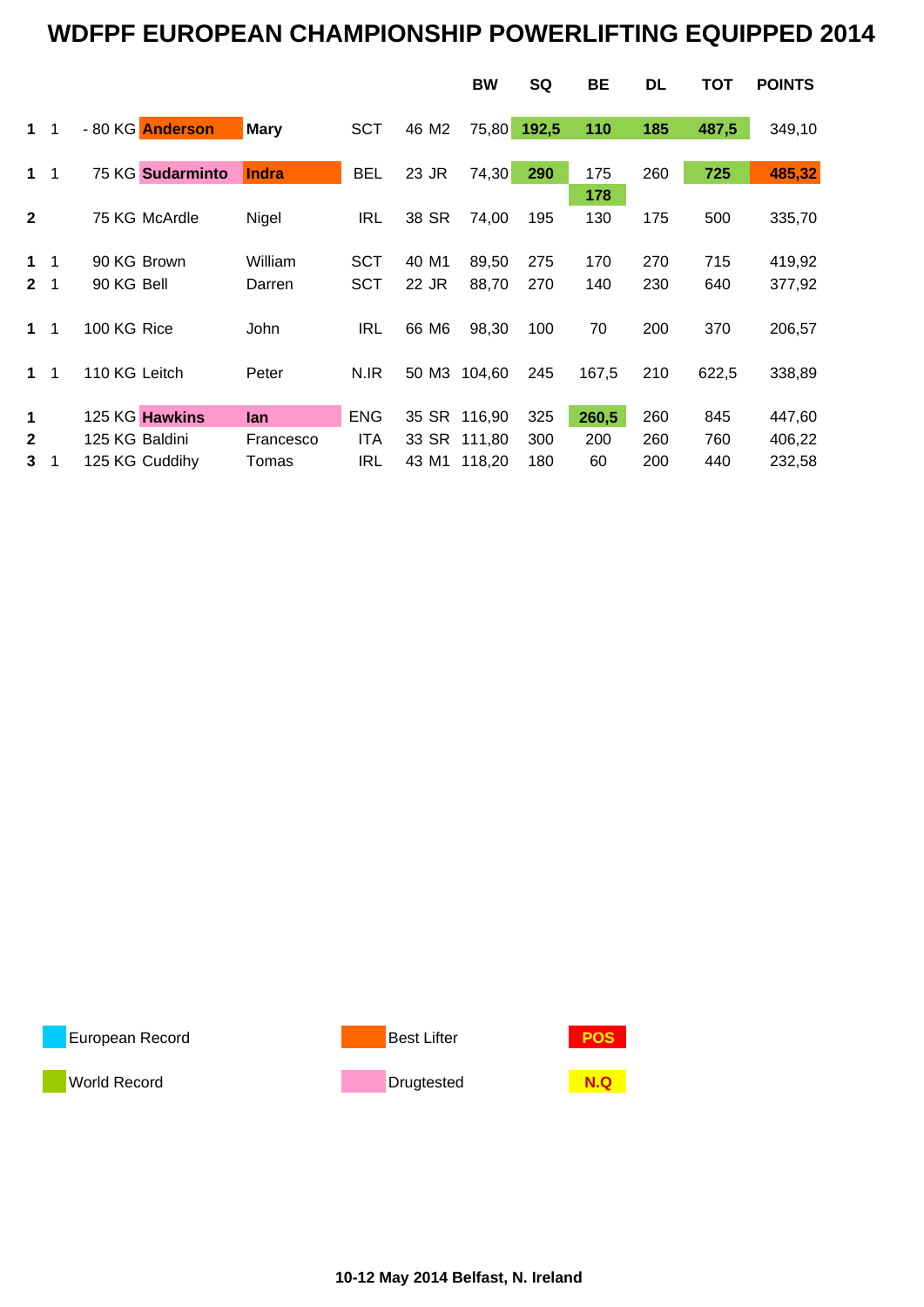# WDFPF EUROPEAN CHAMPIONSHIP POWERLIFTING EQUIPPED 2014

| | | | | | | | | BW | SQ | BE | DL | TOT | POINTS |
|---|---|---|---|---|---|---|---|---|---|---|---|---|---|
| **1** | 1 | - 80 KG | **Anderson** | **Mary** | SCT | 46 | M2 | 75,80 | **192,5** | **110** | **185** | **487,5** | 349,10 |
| **1** | 1 | 75 KG | **Sudarminto** | **Indra** | BEL | 23 | JR | 74,30 | **290** | 175 | 260 | **725** | **485,32** |
| | | | | | | | | | | **178** | | | |
| **2** | | 75 KG | McArdle | Nigel | IRL | 38 | SR | 74,00 | 195 | 130 | 175 | 500 | 335,70 |
| **1** | 1 | 90 KG | Brown | William | SCT | 40 | M1 | 89,50 | 275 | 170 | 270 | 715 | 419,92 |
| **2** | 1 | 90 KG | Bell | Darren | SCT | 22 | JR | 88,70 | 270 | 140 | 230 | 640 | 377,92 |
| **1** | 1 | 100 KG | Rice | John | IRL | 66 | M6 | 98,30 | 100 | 70 | 200 | 370 | 206,57 |
| **1** | 1 | 110 KG | Leitch | Peter | N.IR | 50 | M3 | 104,60 | 245 | 167,5 | 210 | 622,5 | 338,89 |
| **1** | | 125 KG | **Hawkins** | **Ian** | ENG | 35 | SR | 116,90 | 325 | **260,5** | 260 | 845 | 447,60 |
| **2** | | 125 KG | Baldini | Francesco | ITA | 33 | SR | 111,80 | 300 | 200 | 260 | 760 | 406,22 |
| **3** | 1 | 125 KG | Cuddihy | Tomas | IRL | 43 | M1 | 118,20 | 180 | 60 | 200 | 440 | 232,58 |

European Record

World Record

Best Lifter

Drugtested

**POS**

**N.Q**

**10-12 May 2014 Belfast, N. Ireland**